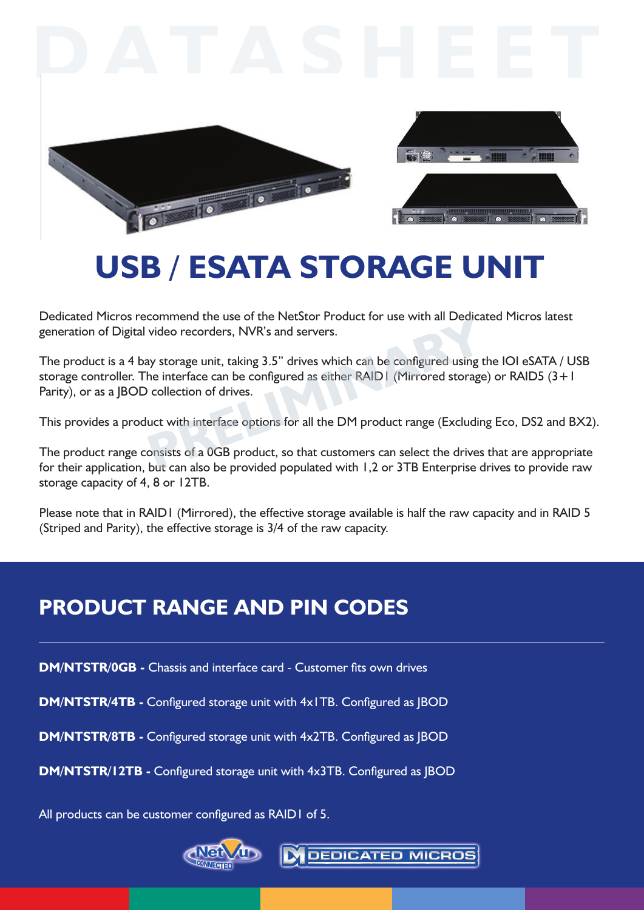DATASHEET

# USB / ESATA STORAGE UNIT

Dedicated Micros recommend the use of the NetStor Product for use with all Dedicated Micros latest generation of Digital video recorders, NVR's and servers.

The product is a 4 bay storage unit, taking 3.5" drives which can be configured using the IOI eSATA / USB storage controller. The interface can be configured as either RAID1 (Mirrored storage) or RAID5 (3+1 Parity), or as a JBOD collection of drives.

This provides a product with interface options for all the DM product range (Excluding Eco, DS2 and BX2).

The product range consists of a 0GB product, so that customers can select the drives that are appropriate for their application, but can also be provided populated with 1,2 or 3TB Enterprise drives to provide raw storage capacity of 4, 8 or 12TB.

Please note that in RAID1 (Mirrored), the effective storage available is half the raw capacity and in RAID 5 (Striped and Parity), the effective storage is 3/4 of the raw capacity.

## PRODUCT RANGE AND PIN CODES

**DM/NTSTR/0GB -** Chassis and interface card - Customer fits own drives

**DM/NTSTR/4TB -** Configured storage unit with 4x1TB. Configured as JBOD

**DM/NTSTR/8TB -** Configured storage unit with 4x2TB. Configured as JBOD

**DM/NTSTR/12TB -** Configured storage unit with 4x3TB. Configured as JBOD

All products can be customer configured as RAID1 of 5.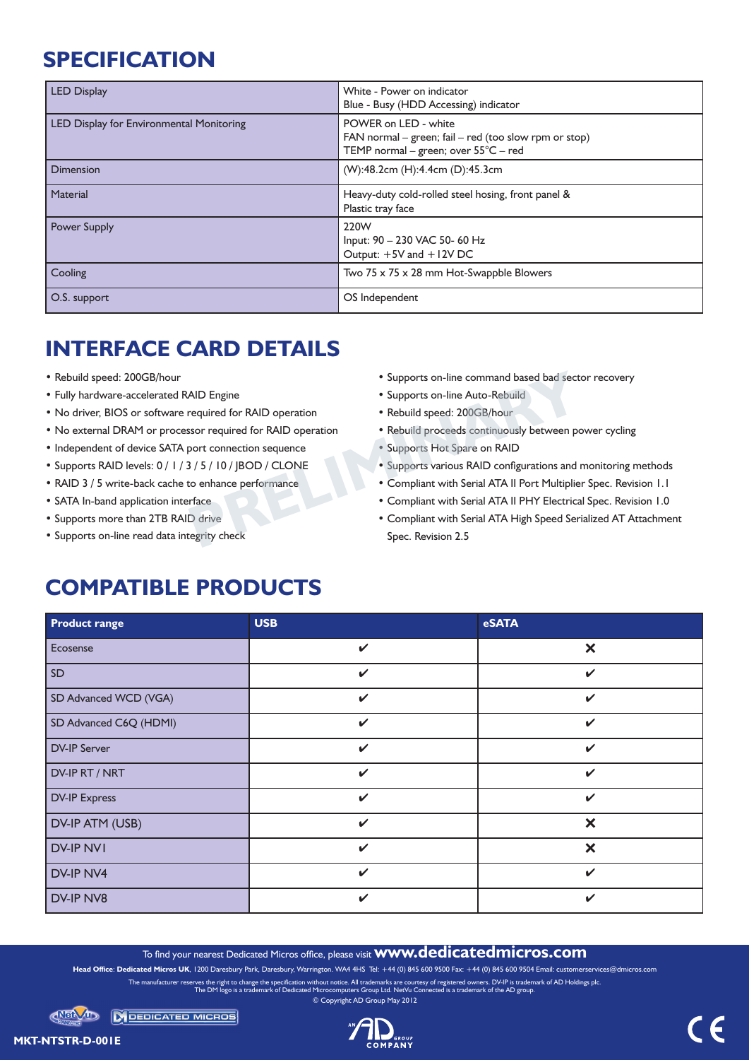## SPECIFICATION

| | |
|---|---|
| LED Display | White - Power on indicator<br>Blue - Busy (HDD Accessing) indicator |
| LED Display for Environmental Monitoring | POWER on LED - white<br>FAN normal – green; fail – red (too slow rpm or stop)<br>TEMP normal – green; over 55°C – red |
| Dimension | (W):48.2cm (H):4.4cm (D):45.3cm |
| Material | Heavy-duty cold-rolled steel hosing, front panel &<br>Plastic tray face |
| Power Supply | 220W<br>Input: 90 – 230 VAC 50- 60 Hz<br>Output: +5V and +12V DC |
| Cooling | Two 75 x 75 x 28 mm Hot-Swappble Blowers |
| O.S. support | OS Independent |

## INTERFACE CARD DETAILS

- Rebuild speed: 200GB/hour
- Fully hardware-accelerated RAID Engine
- No driver, BIOS or software required for RAID operation
- No external DRAM or processor required for RAID operation
- Independent of device SATA port connection sequence
- Supports RAID levels: 0 / 1 / 3 / 5 / 10 / JBOD / CLONE
- RAID 3 / 5 write-back cache to enhance performance
- SATA In-band application interface
- Supports more than 2TB RAID drive
- Supports on-line read data integrity check
- Supports on-line command based bad sector recovery
- Supports on-line Auto-Rebuild
- Rebuild speed: 200GB/hour
- Rebuild proceeds continuously between power cycling
- Supports Hot Spare on RAID
- Supports various RAID configurations and monitoring methods
- Compliant with Serial ATA II Port Multiplier Spec. Revision 1.1
- Compliant with Serial ATA II PHY Electrical Spec. Revision 1.0
- Compliant with Serial ATA High Speed Serialized AT Attachment Spec. Revision 2.5

## COMPATIBLE PRODUCTS

| Product range | USB | eSATA |
|---|---|---|
| Ecosense | ✔ | ✖ |
| SD | ✔ | ✔ |
| SD Advanced WCD (VGA) | ✔ | ✔ |
| SD Advanced C6Q (HDMI) | ✔ | ✔ |
| DV-IP Server | ✔ | ✔ |
| DV-IP RT / NRT | ✔ | ✔ |
| DV-IP Express | ✔ | ✔ |
| DV-IP ATM (USB) | ✔ | ✖ |
| DV-IP NV1 | ✔ | ✖ |
| DV-IP NV4 | ✔ | ✔ |
| DV-IP NV8 | ✔ | ✔ |

To find your nearest Dedicated Micros office, please visit **www.dedicatedmicros.com**

**Head Office**: **Dedicated Micros UK**, 1200 Daresbury Park, Daresbury, Warrington. WA4 4HS Tel: +44 (0) 845 600 9500 Fax: +44 (0) 845 600 9504 Email: customerservices@dmicros.com

The manufacturer reserves the right to change the specification without notice. All trademarks are courtesy of registered owners. DV-IP is trademark of AD Holdings plc. The DM logo is a trademark of Dedicated Microcomputers Group Ltd. NetVu Connected is a trademark of the AD group.

© Copyright AD Group May 2012

MKT-NTSTR-D-001E